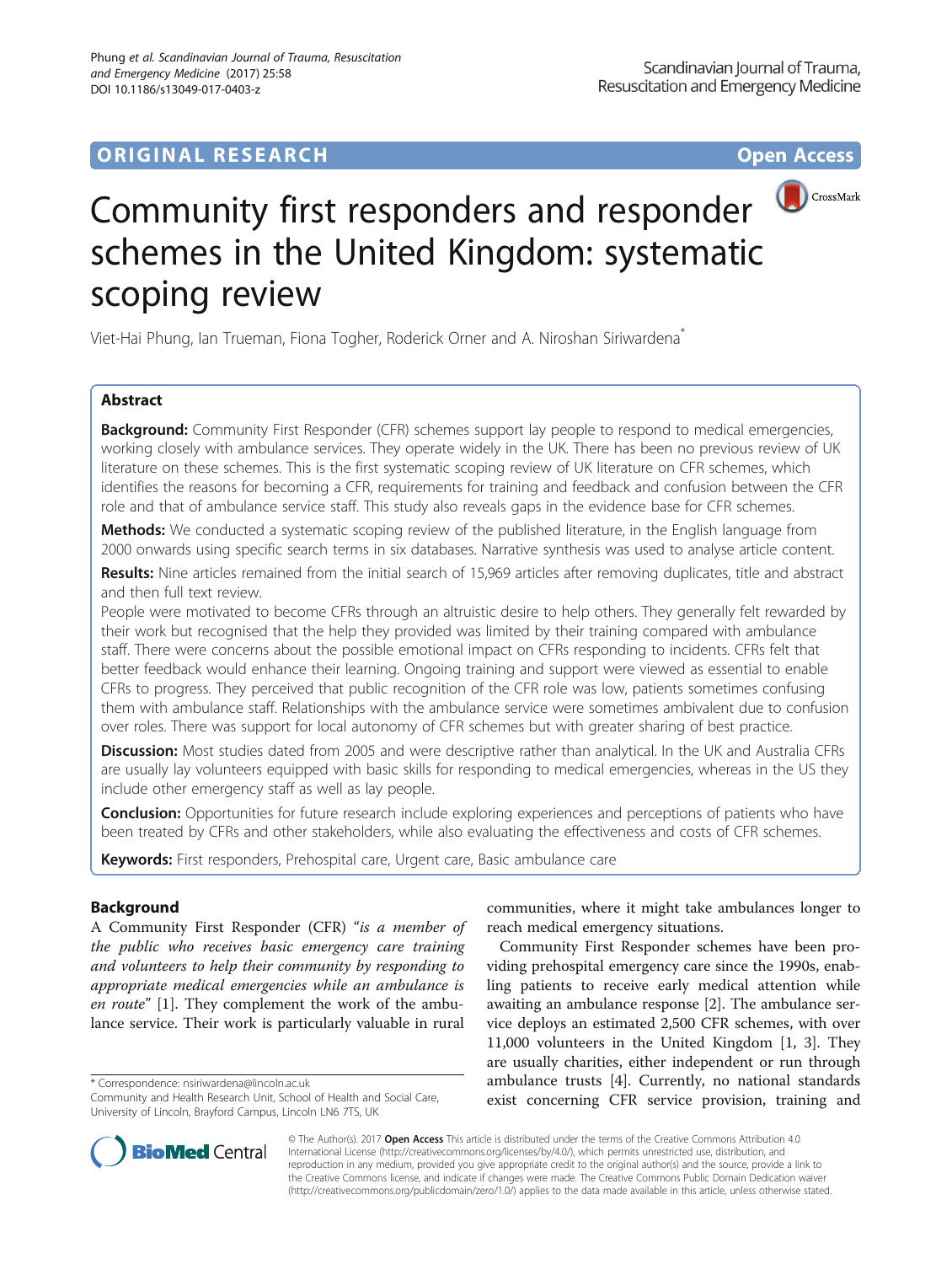ORIGINAL RESEARCH Open Access

# Community first responders and responder schemes in the United Kingdom: systematic scoping review

Viet-Hai Phung, Ian Trueman, Fiona Togher, Roderick Orner and A. Niroshan Siriwardena*

## Abstract

**Background:** Community First Responder (CFR) schemes support lay people to respond to medical emergencies, working closely with ambulance services. They operate widely in the UK. There has been no previous review of UK literature on these schemes. This is the first systematic scoping review of UK literature on CFR schemes, which identifies the reasons for becoming a CFR, requirements for training and feedback and confusion between the CFR role and that of ambulance service staff. This study also reveals gaps in the evidence base for CFR schemes.

**Methods:** We conducted a systematic scoping review of the published literature, in the English language from 2000 onwards using specific search terms in six databases. Narrative synthesis was used to analyse article content.

**Results:** Nine articles remained from the initial search of 15,969 articles after removing duplicates, title and abstract and then full text review.

People were motivated to become CFRs through an altruistic desire to help others. They generally felt rewarded by their work but recognised that the help they provided was limited by their training compared with ambulance staff. There were concerns about the possible emotional impact on CFRs responding to incidents. CFRs felt that better feedback would enhance their learning. Ongoing training and support were viewed as essential to enable CFRs to progress. They perceived that public recognition of the CFR role was low, patients sometimes confusing them with ambulance staff. Relationships with the ambulance service were sometimes ambivalent due to confusion over roles. There was support for local autonomy of CFR schemes but with greater sharing of best practice.

**Discussion:** Most studies dated from 2005 and were descriptive rather than analytical. In the UK and Australia CFRs are usually lay volunteers equipped with basic skills for responding to medical emergencies, whereas in the US they include other emergency staff as well as lay people.

**Conclusion:** Opportunities for future research include exploring experiences and perceptions of patients who have been treated by CFRs and other stakeholders, while also evaluating the effectiveness and costs of CFR schemes.

**Keywords:** First responders, Prehospital care, Urgent care, Basic ambulance care

## Background

A Community First Responder (CFR) "*is a member of the public who receives basic emergency care training and volunteers to help their community by responding to appropriate medical emergencies while an ambulance is en route*" [1]. They complement the work of the ambulance service. Their work is particularly valuable in rural communities, where it might take ambulances longer to reach medical emergency situations.

Community First Responder schemes have been providing prehospital emergency care since the 1990s, enabling patients to receive early medical attention while awaiting an ambulance response [2]. The ambulance service deploys an estimated 2,500 CFR schemes, with over 11,000 volunteers in the United Kingdom [1, 3]. They are usually charities, either independent or run through ambulance trusts [4]. Currently, no national standards exist concerning CFR service provision, training and

* Correspondence: nsiriwardena@lincoln.ac.uk
Community and Health Research Unit, School of Health and Social Care, University of Lincoln, Brayford Campus, Lincoln LN6 7TS, UK

© The Author(s). 2017 **Open Access** This article is distributed under the terms of the Creative Commons Attribution 4.0 International License (http://creativecommons.org/licenses/by/4.0/), which permits unrestricted use, distribution, and reproduction in any medium, provided you give appropriate credit to the original author(s) and the source, provide a link to the Creative Commons license, and indicate if changes were made. The Creative Commons Public Domain Dedication waiver (http://creativecommons.org/publicdomain/zero/1.0/) applies to the data made available in this article, unless otherwise stated.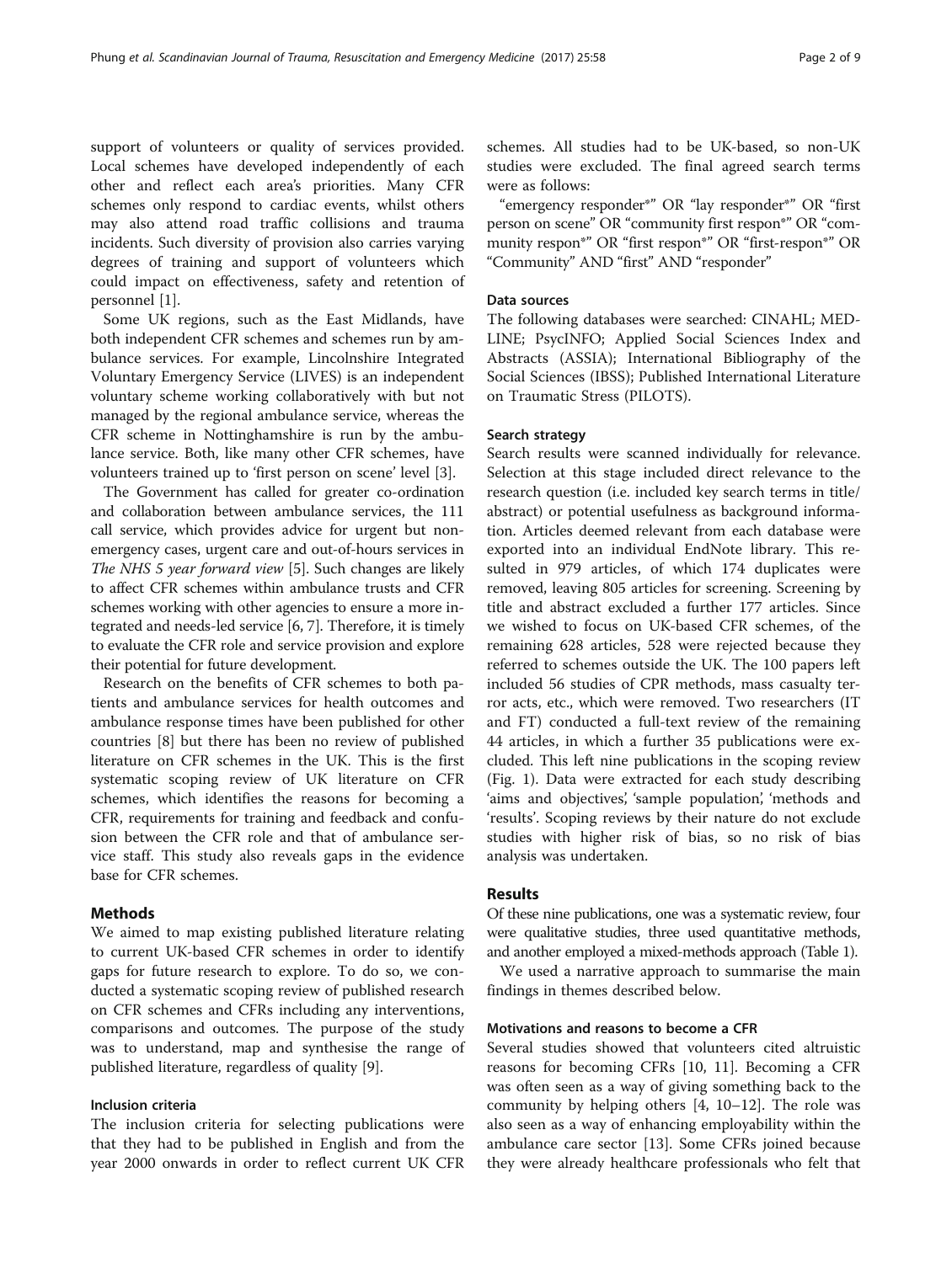support of volunteers or quality of services provided. Local schemes have developed independently of each other and reflect each area's priorities. Many CFR schemes only respond to cardiac events, whilst others may also attend road traffic collisions and trauma incidents. Such diversity of provision also carries varying degrees of training and support of volunteers which could impact on effectiveness, safety and retention of personnel [1].

Some UK regions, such as the East Midlands, have both independent CFR schemes and schemes run by ambulance services. For example, Lincolnshire Integrated Voluntary Emergency Service (LIVES) is an independent voluntary scheme working collaboratively with but not managed by the regional ambulance service, whereas the CFR scheme in Nottinghamshire is run by the ambulance service. Both, like many other CFR schemes, have volunteers trained up to 'first person on scene' level [3].

The Government has called for greater co-ordination and collaboration between ambulance services, the 111 call service, which provides advice for urgent but non-emergency cases, urgent care and out-of-hours services in *The NHS 5 year forward view* [5]. Such changes are likely to affect CFR schemes within ambulance trusts and CFR schemes working with other agencies to ensure a more integrated and needs-led service [6, 7]. Therefore, it is timely to evaluate the CFR role and service provision and explore their potential for future development.

Research on the benefits of CFR schemes to both patients and ambulance services for health outcomes and ambulance response times have been published for other countries [8] but there has been no review of published literature on CFR schemes in the UK. This is the first systematic scoping review of UK literature on CFR schemes, which identifies the reasons for becoming a CFR, requirements for training and feedback and confusion between the CFR role and that of ambulance service staff. This study also reveals gaps in the evidence base for CFR schemes.

## Methods

We aimed to map existing published literature relating to current UK-based CFR schemes in order to identify gaps for future research to explore. To do so, we conducted a systematic scoping review of published research on CFR schemes and CFRs including any interventions, comparisons and outcomes. The purpose of the study was to understand, map and synthesise the range of published literature, regardless of quality [9].

### Inclusion criteria

The inclusion criteria for selecting publications were that they had to be published in English and from the year 2000 onwards in order to reflect current UK CFR schemes. All studies had to be UK-based, so non-UK studies were excluded. The final agreed search terms were as follows:

"emergency responder*" OR "lay responder*" OR "first person on scene" OR "community first respon*" OR "community respon*" OR "first respon*" OR "first-respon*" OR "Community" AND "first" AND "responder"

### Data sources

The following databases were searched: CINAHL; MEDLINE; PsycINFO; Applied Social Sciences Index and Abstracts (ASSIA); International Bibliography of the Social Sciences (IBSS); Published International Literature on Traumatic Stress (PILOTS).

### Search strategy

Search results were scanned individually for relevance. Selection at this stage included direct relevance to the research question (i.e. included key search terms in title/abstract) or potential usefulness as background information. Articles deemed relevant from each database were exported into an individual EndNote library. This resulted in 979 articles, of which 174 duplicates were removed, leaving 805 articles for screening. Screening by title and abstract excluded a further 177 articles. Since we wished to focus on UK-based CFR schemes, of the remaining 628 articles, 528 were rejected because they referred to schemes outside the UK. The 100 papers left included 56 studies of CPR methods, mass casualty terror acts, etc., which were removed. Two researchers (IT and FT) conducted a full-text review of the remaining 44 articles, in which a further 35 publications were excluded. This left nine publications in the scoping review (Fig. 1). Data were extracted for each study describing 'aims and objectives', 'sample population', 'methods and 'results'. Scoping reviews by their nature do not exclude studies with higher risk of bias, so no risk of bias analysis was undertaken.

## Results

Of these nine publications, one was a systematic review, four were qualitative studies, three used quantitative methods, and another employed a mixed-methods approach (Table 1).

We used a narrative approach to summarise the main findings in themes described below.

### Motivations and reasons to become a CFR

Several studies showed that volunteers cited altruistic reasons for becoming CFRs [10, 11]. Becoming a CFR was often seen as a way of giving something back to the community by helping others [4, 10–12]. The role was also seen as a way of enhancing employability within the ambulance care sector [13]. Some CFRs joined because they were already healthcare professionals who felt that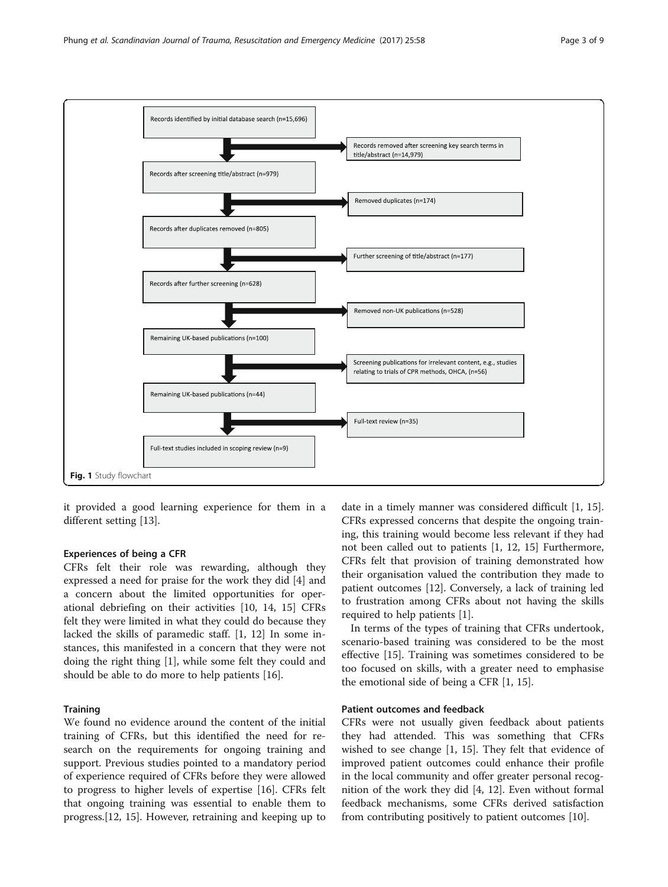Records identified by initial database search (n=15,696)

Records removed after screening key search terms in title/abstract (n=14,979)

Records after screening title/abstract (n=979)

Removed duplicates (n=174)

Records after duplicates removed (n=805)

Further screening of title/abstract (n=177)

Records after further screening (n=628)

Removed non-UK publications (n=528)

Remaining UK-based publications (n=100)

Screening publications for irrelevant content, e.g., studies relating to trials of CPR methods, OHCA, (n=56)

Remaining UK-based publications (n=44)

Full-text review (n=35)

Full-text studies included in scoping review (n=9)

**Fig. 1** Study flowchart

it provided a good learning experience for them in a different setting [13].

### Experiences of being a CFR

CFRs felt their role was rewarding, although they expressed a need for praise for the work they did [4] and a concern about the limited opportunities for operational debriefing on their activities [10, 14, 15] CFRs felt they were limited in what they could do because they lacked the skills of paramedic staff. [1, 12] In some instances, this manifested in a concern that they were not doing the right thing [1], while some felt they could and should be able to do more to help patients [16].

### Training

We found no evidence around the content of the initial training of CFRs, but this identified the need for research on the requirements for ongoing training and support. Previous studies pointed to a mandatory period of experience required of CFRs before they were allowed to progress to higher levels of expertise [16]. CFRs felt that ongoing training was essential to enable them to progress.[12, 15]. However, retraining and keeping up to date in a timely manner was considered difficult [1, 15]. CFRs expressed concerns that despite the ongoing training, this training would become less relevant if they had not been called out to patients [1, 12, 15] Furthermore, CFRs felt that provision of training demonstrated how their organisation valued the contribution they made to patient outcomes [12]. Conversely, a lack of training led to frustration among CFRs about not having the skills required to help patients [1].

In terms of the types of training that CFRs undertook, scenario-based training was considered to be the most effective [15]. Training was sometimes considered to be too focused on skills, with a greater need to emphasise the emotional side of being a CFR [1, 15].

### Patient outcomes and feedback

CFRs were not usually given feedback about patients they had attended. This was something that CFRs wished to see change [1, 15]. They felt that evidence of improved patient outcomes could enhance their profile in the local community and offer greater personal recognition of the work they did [4, 12]. Even without formal feedback mechanisms, some CFRs derived satisfaction from contributing positively to patient outcomes [10].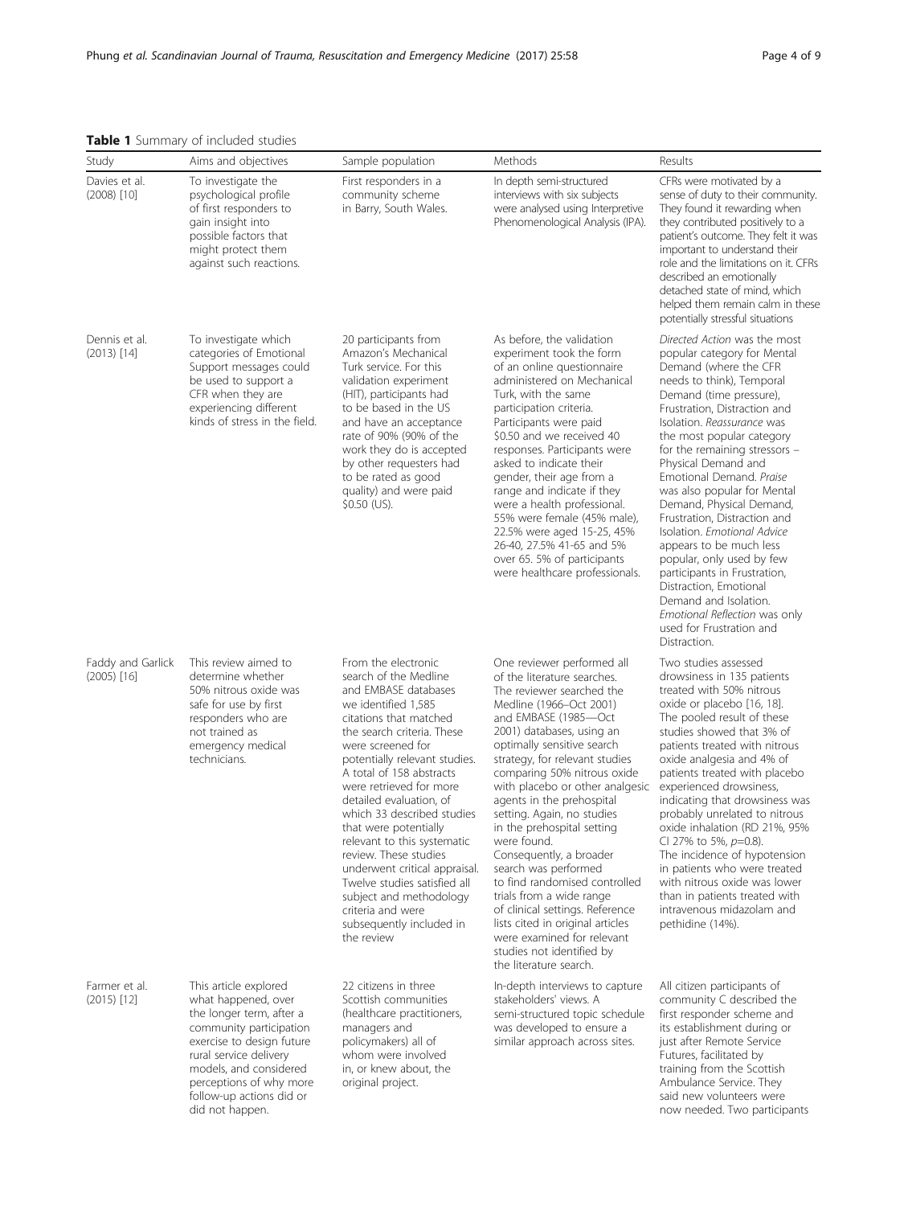**Table 1** Summary of included studies

| Study | Aims and objectives | Sample population | Methods | Results |
| --- | --- | --- | --- | --- |
| Davies et al. (2008) [10] | To investigate the psychological profile of first responders to gain insight into possible factors that might protect them against such reactions. | First responders in a community scheme in Barry, South Wales. | In depth semi-structured interviews with six subjects were analysed using Interpretive Phenomenological Analysis (IPA). | CFRs were motivated by a sense of duty to their community. They found it rewarding when they contributed positively to a patient's outcome. They felt it was important to understand their role and the limitations on it. CFRs described an emotionally detached state of mind, which helped them remain calm in these potentially stressful situations |
| Dennis et al. (2013) [14] | To investigate which categories of Emotional Support messages could be used to support a CFR when they are experiencing different kinds of stress in the field. | 20 participants from Amazon's Mechanical Turk service. For this validation experiment (HIT), participants had to be based in the US and have an acceptance rate of 90% (90% of the work they do is accepted by other requesters had to be rated as good quality) and were paid \$0.50 (US). | As before, the validation experiment took the form of an online questionnaire administered on Mechanical Turk, with the same participation criteria. Participants were paid \$0.50 and we received 40 responses. Participants were asked to indicate their gender, their age from a range and indicate if they were a health professional. 55% were female (45% male), 22.5% were aged 15-25, 45% 26-40, 27.5% 41-65 and 5% over 65. 5% of participants were healthcare professionals. | *Directed Action* was the most popular category for Mental Demand (where the CFR needs to think), Temporal Demand (time pressure), Frustration, Distraction and Isolation. *Reassurance* was the most popular category for the remaining stressors – Physical Demand and Emotional Demand. *Praise* was also popular for Mental Demand, Physical Demand, Frustration, Distraction and Isolation. *Emotional Advice* appears to be much less popular, only used by few participants in Frustration, Distraction, Emotional Demand and Isolation. *Emotional Reflection* was only used for Frustration and Distraction. |
| Faddy and Garlick (2005) [16] | This review aimed to determine whether 50% nitrous oxide was safe for use by first responders who are not trained as emergency medical technicians. | From the electronic search of the Medline and EMBASE databases we identified 1,585 citations that matched the search criteria. These were screened for potentially relevant studies. A total of 158 abstracts were retrieved for more detailed evaluation, of which 33 described studies that were potentially relevant to this systematic review. These studies underwent critical appraisal. Twelve studies satisfied all subject and methodology criteria and were subsequently included in the review | One reviewer performed all of the literature searches. The reviewer searched the Medline (1966–Oct 2001) and EMBASE (1985—Oct 2001) databases, using an optimally sensitive search strategy, for relevant studies comparing 50% nitrous oxide with placebo or other analgesic agents in the prehospital setting. Again, no studies in the prehospital setting were found. Consequently, a broader search was performed to find randomised controlled trials from a wide range of clinical settings. Reference lists cited in original articles were examined for relevant studies not identified by the literature search. | Two studies assessed drowsiness in 135 patients treated with 50% nitrous oxide or placebo [16, 18]. The pooled result of these studies showed that 3% of patients treated with nitrous oxide analgesia and 4% of patients treated with placebo experienced drowsiness, indicating that drowsiness was probably unrelated to nitrous oxide inhalation (RD 21%, 95% CI 27% to 5%, $p$=0.8). The incidence of hypotension in patients who were treated with nitrous oxide was lower than in patients treated with intravenous midazolam and pethidine (14%). |
| Farmer et al. (2015) [12] | This article explored what happened, over the longer term, after a community participation exercise to design future rural service delivery models, and considered perceptions of why more follow-up actions did or did not happen. | 22 citizens in three Scottish communities (healthcare practitioners, managers and policymakers) all of whom were involved in, or knew about, the original project. | In-depth interviews to capture stakeholders' views. A semi-structured topic schedule was developed to ensure a similar approach across sites. | All citizen participants of community C described the first responder scheme and its establishment during or just after Remote Service Futures, facilitated by training from the Scottish Ambulance Service. They said new volunteers were now needed. Two participants |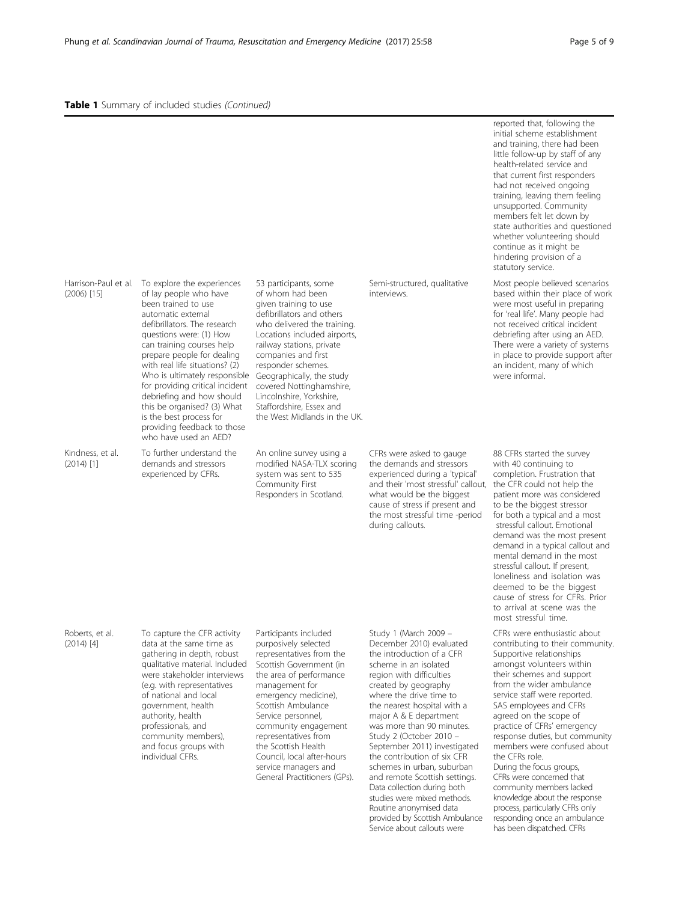**Table 1** Summary of included studies *(Continued)*

| | | | | |
|---|---|---|---|---|
| | | | | reported that, following the initial scheme establishment and training, there had been little follow-up by staff of any health-related service and that current first responders had not received ongoing training, leaving them feeling unsupported. Community members felt let down by state authorities and questioned whether volunteering should continue as it might be hindering provision of a statutory service. |
| Harrison-Paul et al. (2006) [15] | To explore the experiences of lay people who have been trained to use automatic external defibrillators. The research questions were: (1) How can training courses help prepare people for dealing with real life situations? (2) Who is ultimately responsible for providing critical incident debriefing and how should this be organised? (3) What is the best process for providing feedback to those who have used an AED? | 53 participants, some of whom had been given training to use defibrillators and others who delivered the training. Locations included airports, railway stations, private companies and first responder schemes. Geographically, the study covered Nottinghamshire, Lincolnshire, Yorkshire, Staffordshire, Essex and the West Midlands in the UK. | Semi-structured, qualitative interviews. | Most people believed scenarios based within their place of work were most useful in preparing for 'real life'. Many people had not received critical incident debriefing after using an AED. There were a variety of systems in place to provide support after an incident, many of which were informal. |
| Kindness, et al. (2014) [1] | To further understand the demands and stressors experienced by CFRs. | An online survey using a modified NASA-TLX scoring system was sent to 535 Community First Responders in Scotland. | CFRs were asked to gauge the demands and stressors experienced during a 'typical' and their 'most stressful' callout, what would be the biggest cause of stress if present and the most stressful time -period during callouts. | 88 CFRs started the survey with 40 continuing to completion. Frustration that the CFR could not help the patient more was considered to be the biggest stressor for both a typical and a most stressful callout. Emotional demand was the most present demand in a typical callout and mental demand in the most stressful callout. If present, loneliness and isolation was deemed to be the biggest cause of stress for CFRs. Prior to arrival at scene was the most stressful time. |
| Roberts, et al. (2014) [4] | To capture the CFR activity data at the same time as gathering in depth, robust qualitative material. Included were stakeholder interviews (e.g. with representatives of national and local government, health authority, health professionals, and community members), and focus groups with individual CFRs. | Participants included purposively selected representatives from the Scottish Government (in the area of performance management for emergency medicine), Scottish Ambulance Service personnel, community engagement representatives from the Scottish Health Council, local after-hours service managers and General Practitioners (GPs). | Study 1 (March 2009 – December 2010) evaluated the introduction of a CFR scheme in an isolated region with difficulties created by geography where the drive time to the nearest hospital with a major A & E department was more than 90 minutes. Study 2 (October 2010 – September 2011) investigated the contribution of six CFR schemes in urban, suburban and remote Scottish settings. Data collection during both studies were mixed methods. Routine anonymised data provided by Scottish Ambulance Service about callouts were | CFRs were enthusiastic about contributing to their community. Supportive relationships amongst volunteers within their schemes and support from the wider ambulance service staff were reported. SAS employees and CFRs agreed on the scope of practice of CFRs' emergency response duties, but community members were confused about the CFRs role. During the focus groups, CFRs were concerned that community members lacked knowledge about the response process, particularly CFRs only responding once an ambulance has been dispatched. CFRs |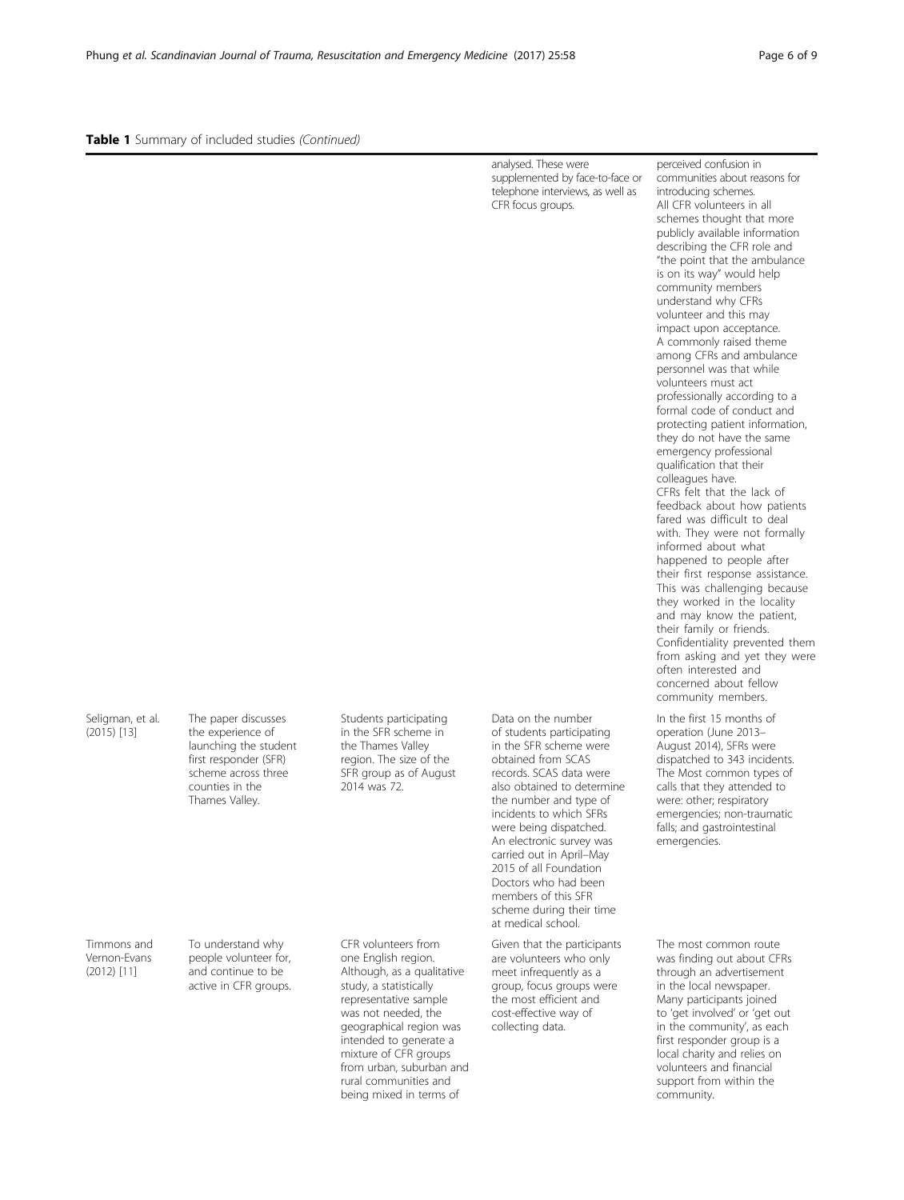**Table 1** Summary of included studies *(Continued)*

| | | | | |
|---|---|---|---|---|
| | | | analysed. These were supplemented by face-to-face or telephone interviews, as well as CFR focus groups. | perceived confusion in communities about reasons for introducing schemes. All CFR volunteers in all schemes thought that more publicly available information describing the CFR role and "the point that the ambulance is on its way" would help community members understand why CFRs volunteer and this may impact upon acceptance. A commonly raised theme among CFRs and ambulance personnel was that while volunteers must act professionally according to a formal code of conduct and protecting patient information, they do not have the same emergency professional qualification that their colleagues have. CFRs felt that the lack of feedback about how patients fared was difficult to deal with. They were not formally informed about what happened to people after their first response assistance. This was challenging because they worked in the locality and may know the patient, their family or friends. Confidentiality prevented them from asking and yet they were often interested and concerned about fellow community members. |
| Seligman, et al. (2015) [13] | The paper discusses the experience of launching the student first responder (SFR) scheme across three counties in the Thames Valley. | Students participating in the SFR scheme in the Thames Valley region. The size of the SFR group as of August 2014 was 72. | Data on the number of students participating in the SFR scheme were obtained from SCAS records. SCAS data were also obtained to determine the number and type of incidents to which SFRs were being dispatched. An electronic survey was carried out in April–May 2015 of all Foundation Doctors who had been members of this SFR scheme during their time at medical school. | In the first 15 months of operation (June 2013–August 2014), SFRs were dispatched to 343 incidents. The Most common types of calls that they attended to were: other; respiratory emergencies; non-traumatic falls; and gastrointestinal emergencies. |
| Timmons and Vernon-Evans (2012) [11] | To understand why people volunteer for, and continue to be active in CFR groups. | CFR volunteers from one English region. Although, as a qualitative study, a statistically representative sample was not needed, the geographical region was intended to generate a mixture of CFR groups from urban, suburban and rural communities and being mixed in terms of | Given that the participants are volunteers who only meet infrequently as a group, focus groups were the most efficient and cost-effective way of collecting data. | The most common route was finding out about CFRs through an advertisement in the local newspaper. Many participants joined to 'get involved' or 'get out in the community', as each first responder group is a local charity and relies on volunteers and financial support from within the community. |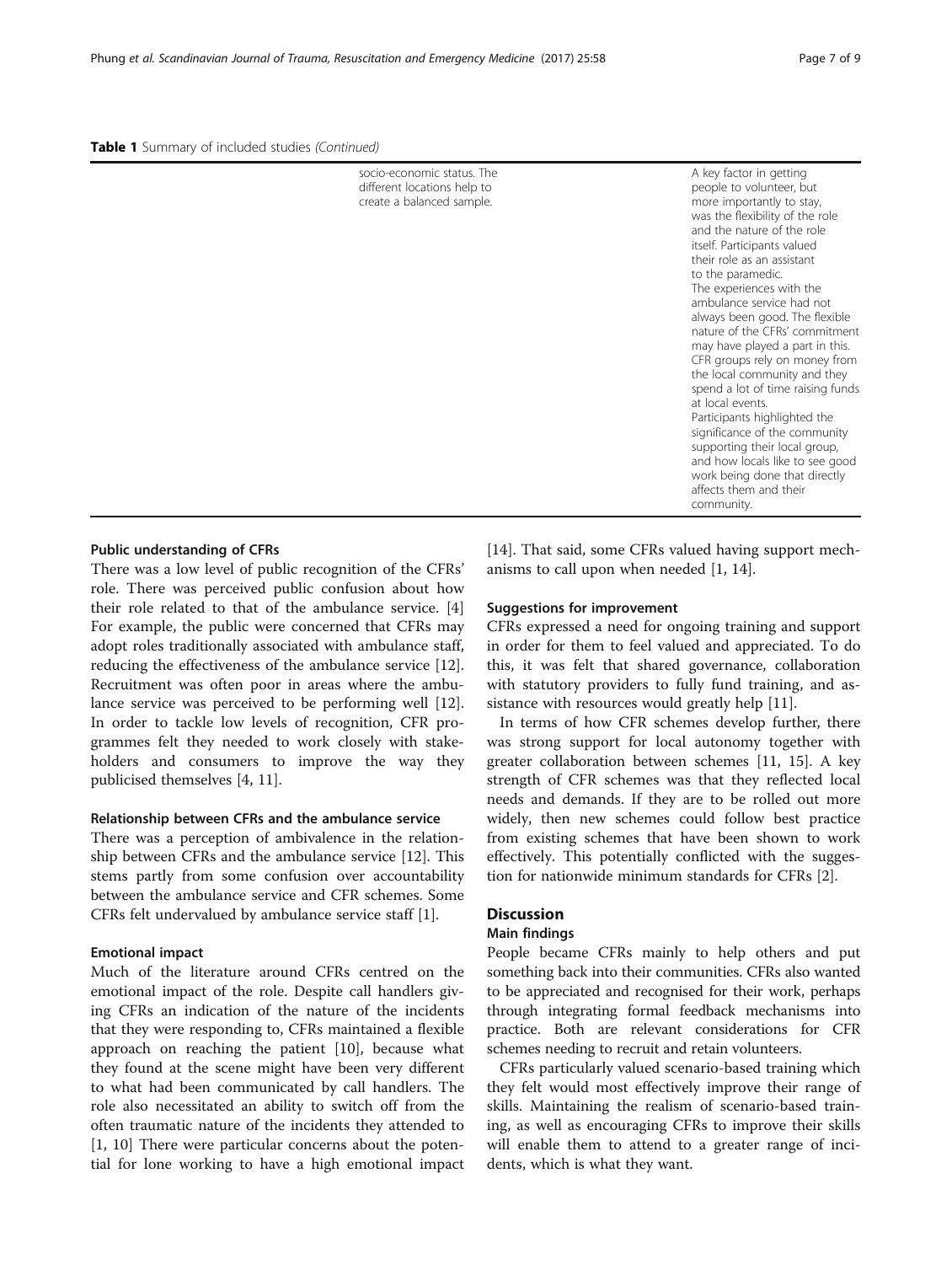**Table 1** Summary of included studies *(Continued)*

| | | | |
|---|---|---|---|
| | socio-economic status. The different locations help to create a balanced sample. | | A key factor in getting people to volunteer, but more importantly to stay, was the flexibility of the role and the nature of the role itself. Participants valued their role as an assistant to the paramedic. The experiences with the ambulance service had not always been good. The flexible nature of the CFRs' commitment may have played a part in this. CFR groups rely on money from the local community and they spend a lot of time raising funds at local events. Participants highlighted the significance of the community supporting their local group, and how locals like to see good work being done that directly affects them and their community. |

#### Public understanding of CFRs

There was a low level of public recognition of the CFRs' role. There was perceived public confusion about how their role related to that of the ambulance service. [4] For example, the public were concerned that CFRs may adopt roles traditionally associated with ambulance staff, reducing the effectiveness of the ambulance service [12]. Recruitment was often poor in areas where the ambulance service was perceived to be performing well [12]. In order to tackle low levels of recognition, CFR programmes felt they needed to work closely with stakeholders and consumers to improve the way they publicised themselves [4, 11].

#### Relationship between CFRs and the ambulance service

There was a perception of ambivalence in the relationship between CFRs and the ambulance service [12]. This stems partly from some confusion over accountability between the ambulance service and CFR schemes. Some CFRs felt undervalued by ambulance service staff [1].

#### Emotional impact

Much of the literature around CFRs centred on the emotional impact of the role. Despite call handlers giving CFRs an indication of the nature of the incidents that they were responding to, CFRs maintained a flexible approach on reaching the patient [10], because what they found at the scene might have been very different to what had been communicated by call handlers. The role also necessitated an ability to switch off from the often traumatic nature of the incidents they attended to [1, 10] There were particular concerns about the potential for lone working to have a high emotional impact [14]. That said, some CFRs valued having support mechanisms to call upon when needed [1, 14].

#### Suggestions for improvement

CFRs expressed a need for ongoing training and support in order for them to feel valued and appreciated. To do this, it was felt that shared governance, collaboration with statutory providers to fully fund training, and assistance with resources would greatly help [11].

In terms of how CFR schemes develop further, there was strong support for local autonomy together with greater collaboration between schemes [11, 15]. A key strength of CFR schemes was that they reflected local needs and demands. If they are to be rolled out more widely, then new schemes could follow best practice from existing schemes that have been shown to work effectively. This potentially conflicted with the suggestion for nationwide minimum standards for CFRs [2].

## Discussion

### Main findings

People became CFRs mainly to help others and put something back into their communities. CFRs also wanted to be appreciated and recognised for their work, perhaps through integrating formal feedback mechanisms into practice. Both are relevant considerations for CFR schemes needing to recruit and retain volunteers.

CFRs particularly valued scenario-based training which they felt would most effectively improve their range of skills. Maintaining the realism of scenario-based training, as well as encouraging CFRs to improve their skills will enable them to attend to a greater range of incidents, which is what they want.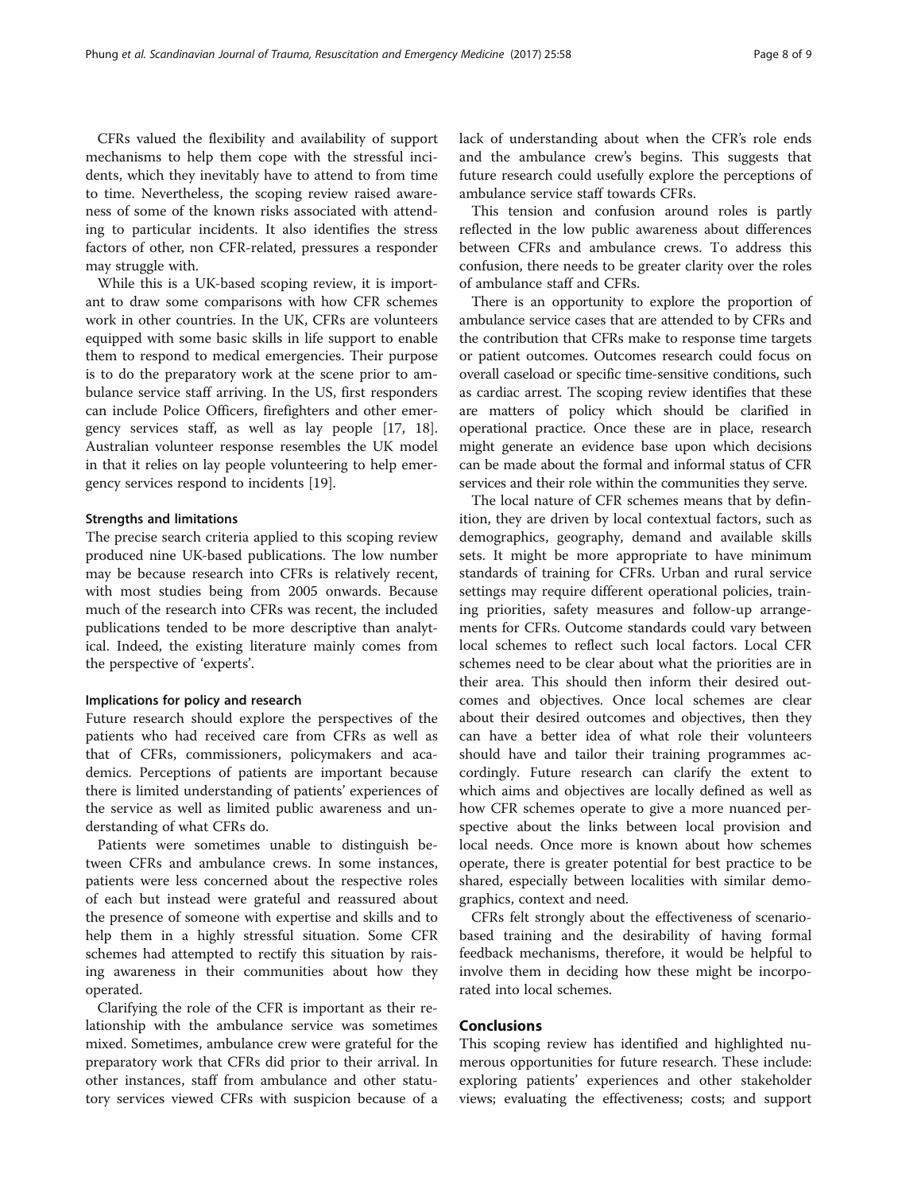CFRs valued the flexibility and availability of support mechanisms to help them cope with the stressful incidents, which they inevitably have to attend to from time to time. Nevertheless, the scoping review raised awareness of some of the known risks associated with attending to particular incidents. It also identifies the stress factors of other, non CFR-related, pressures a responder may struggle with.

While this is a UK-based scoping review, it is important to draw some comparisons with how CFR schemes work in other countries. In the UK, CFRs are volunteers equipped with some basic skills in life support to enable them to respond to medical emergencies. Their purpose is to do the preparatory work at the scene prior to ambulance service staff arriving. In the US, first responders can include Police Officers, firefighters and other emergency services staff, as well as lay people [17, 18]. Australian volunteer response resembles the UK model in that it relies on lay people volunteering to help emergency services respond to incidents [19].

### Strengths and limitations

The precise search criteria applied to this scoping review produced nine UK-based publications. The low number may be because research into CFRs is relatively recent, with most studies being from 2005 onwards. Because much of the research into CFRs was recent, the included publications tended to be more descriptive than analytical. Indeed, the existing literature mainly comes from the perspective of 'experts'.

### Implications for policy and research

Future research should explore the perspectives of the patients who had received care from CFRs as well as that of CFRs, commissioners, policymakers and academics. Perceptions of patients are important because there is limited understanding of patients' experiences of the service as well as limited public awareness and understanding of what CFRs do.

Patients were sometimes unable to distinguish between CFRs and ambulance crews. In some instances, patients were less concerned about the respective roles of each but instead were grateful and reassured about the presence of someone with expertise and skills and to help them in a highly stressful situation. Some CFR schemes had attempted to rectify this situation by raising awareness in their communities about how they operated.

Clarifying the role of the CFR is important as their relationship with the ambulance service was sometimes mixed. Sometimes, ambulance crew were grateful for the preparatory work that CFRs did prior to their arrival. In other instances, staff from ambulance and other statutory services viewed CFRs with suspicion because of a lack of understanding about when the CFR's role ends and the ambulance crew's begins. This suggests that future research could usefully explore the perceptions of ambulance service staff towards CFRs.

This tension and confusion around roles is partly reflected in the low public awareness about differences between CFRs and ambulance crews. To address this confusion, there needs to be greater clarity over the roles of ambulance staff and CFRs.

There is an opportunity to explore the proportion of ambulance service cases that are attended to by CFRs and the contribution that CFRs make to response time targets or patient outcomes. Outcomes research could focus on overall caseload or specific time-sensitive conditions, such as cardiac arrest. The scoping review identifies that these are matters of policy which should be clarified in operational practice. Once these are in place, research might generate an evidence base upon which decisions can be made about the formal and informal status of CFR services and their role within the communities they serve.

The local nature of CFR schemes means that by definition, they are driven by local contextual factors, such as demographics, geography, demand and available skills sets. It might be more appropriate to have minimum standards of training for CFRs. Urban and rural service settings may require different operational policies, training priorities, safety measures and follow-up arrangements for CFRs. Outcome standards could vary between local schemes to reflect such local factors. Local CFR schemes need to be clear about what the priorities are in their area. This should then inform their desired outcomes and objectives. Once local schemes are clear about their desired outcomes and objectives, then they can have a better idea of what role their volunteers should have and tailor their training programmes accordingly. Future research can clarify the extent to which aims and objectives are locally defined as well as how CFR schemes operate to give a more nuanced perspective about the links between local provision and local needs. Once more is known about how schemes operate, there is greater potential for best practice to be shared, especially between localities with similar demographics, context and need.

CFRs felt strongly about the effectiveness of scenario-based training and the desirability of having formal feedback mechanisms, therefore, it would be helpful to involve them in deciding how these might be incorporated into local schemes.

## Conclusions

This scoping review has identified and highlighted numerous opportunities for future research. These include: exploring patients' experiences and other stakeholder views; evaluating the effectiveness; costs; and support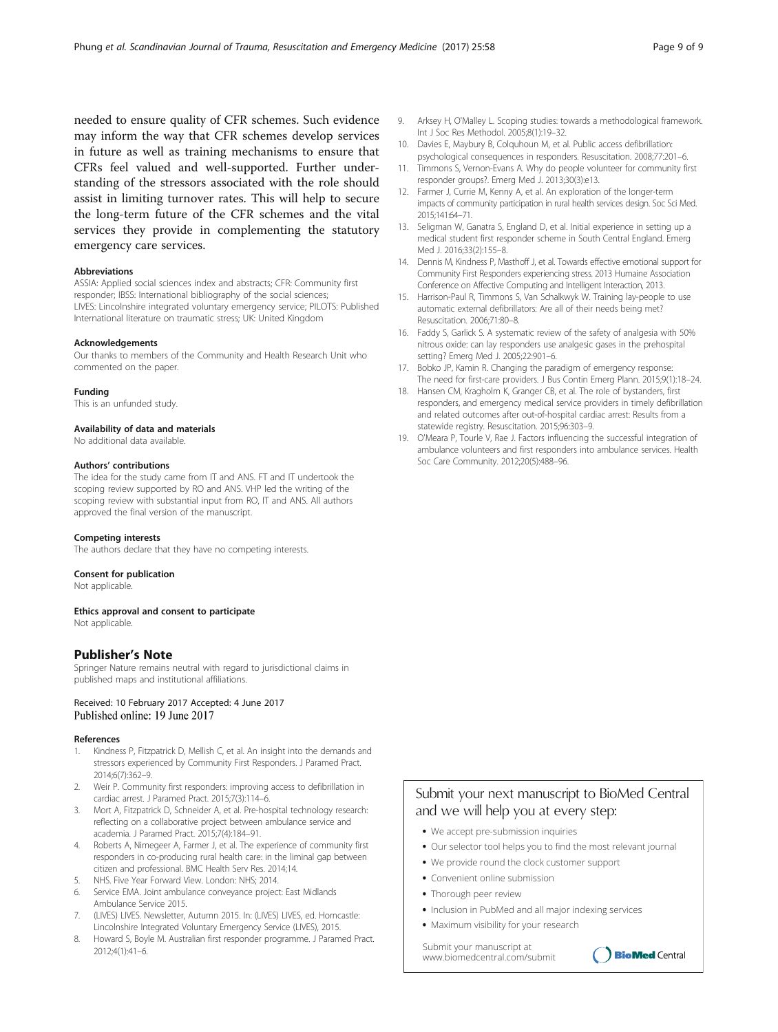needed to ensure quality of CFR schemes. Such evidence may inform the way that CFR schemes develop services in future as well as training mechanisms to ensure that CFRs feel valued and well-supported. Further understanding of the stressors associated with the role should assist in limiting turnover rates. This will help to secure the long-term future of the CFR schemes and the vital services they provide in complementing the statutory emergency care services.

#### Abbreviations

ASSIA: Applied social sciences index and abstracts; CFR: Community first responder; IBSS: International bibliography of the social sciences; LIVES: Lincolnshire integrated voluntary emergency service; PILOTS: Published International literature on traumatic stress; UK: United Kingdom

#### Acknowledgements

Our thanks to members of the Community and Health Research Unit who commented on the paper.

#### Funding

This is an unfunded study.

#### Availability of data and materials

No additional data available.

#### Authors' contributions

The idea for the study came from IT and ANS. FT and IT undertook the scoping review supported by RO and ANS. VHP led the writing of the scoping review with substantial input from RO, IT and ANS. All authors approved the final version of the manuscript.

#### Competing interests

The authors declare that they have no competing interests.

#### Consent for publication

Not applicable.

#### Ethics approval and consent to participate

Not applicable.

## Publisher's Note

Springer Nature remains neutral with regard to jurisdictional claims in published maps and institutional affiliations.

Received: 10 February 2017 Accepted: 4 June 2017
Published online: 19 June 2017

#### References

1. Kindness P, Fitzpatrick D, Mellish C, et al. An insight into the demands and stressors experienced by Community First Responders. J Paramed Pract. 2014;6(7):362–9.
2. Weir P. Community first responders: improving access to defibrillation in cardiac arrest. J Paramed Pract. 2015;7(3):114–6.
3. Mort A, Fitzpatrick D, Schneider A, et al. Pre-hospital technology research: reflecting on a collaborative project between ambulance service and academia. J Paramed Pract. 2015;7(4):184–91.
4. Roberts A, Nimegeer A, Farmer J, et al. The experience of community first responders in co-producing rural health care: in the liminal gap between citizen and professional. BMC Health Serv Res. 2014;14.
5. NHS. Five Year Forward View. London: NHS; 2014.
6. Service EMA. Joint ambulance conveyance project: East Midlands Ambulance Service 2015.
7. (LIVES) LIVES. Newsletter, Autumn 2015. In: (LIVES) LIVES, ed. Horncastle: Lincolnshire Integrated Voluntary Emergency Service (LIVES), 2015.
8. Howard S, Boyle M. Australian first responder programme. J Paramed Pract. 2012;4(1):41–6.
9. Arksey H, O'Malley L. Scoping studies: towards a methodological framework. Int J Soc Res Methodol. 2005;8(1):19–32.
10. Davies E, Maybury B, Colquhoun M, et al. Public access defibrillation: psychological consequences in responders. Resuscitation. 2008;77:201–6.
11. Timmons S, Vernon-Evans A. Why do people volunteer for community first responder groups?. Emerg Med J. 2013;30(3):e13.
12. Farmer J, Currie M, Kenny A, et al. An exploration of the longer-term impacts of community participation in rural health services design. Soc Sci Med. 2015;141:64–71.
13. Seligman W, Ganatra S, England D, et al. Initial experience in setting up a medical student first responder scheme in South Central England. Emerg Med J. 2016;33(2):155–8.
14. Dennis M, Kindness P, Masthoff J, et al. Towards effective emotional support for Community First Responders experiencing stress. 2013 Humaine Association Conference on Affective Computing and Intelligent Interaction, 2013.
15. Harrison-Paul R, Timmons S, Van Schalkwyk W. Training lay-people to use automatic external defibrillators: Are all of their needs being met? Resuscitation. 2006;71:80–8.
16. Faddy S, Garlick S. A systematic review of the safety of analgesia with 50% nitrous oxide: can lay responders use analgesic gases in the prehospital setting? Emerg Med J. 2005;22:901–6.
17. Bobko JP, Kamin R. Changing the paradigm of emergency response: The need for first-care providers. J Bus Contin Emerg Plann. 2015;9(1):18–24.
18. Hansen CM, Kragholm K, Granger CB, et al. The role of bystanders, first responders, and emergency medical service providers in timely defibrillation and related outcomes after out-of-hospital cardiac arrest: Results from a statewide registry. Resuscitation. 2015;96:303–9.
19. O'Meara P, Tourle V, Rae J. Factors influencing the successful integration of ambulance volunteers and first responders into ambulance services. Health Soc Care Community. 2012;20(5):488–96.